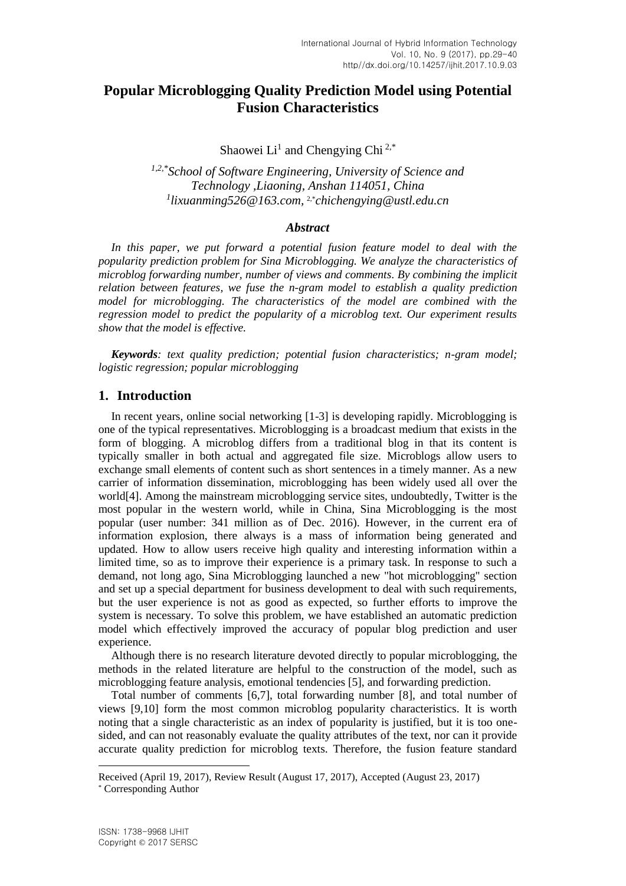# Popular Microblogging Quality Prediction Model using Potential Fusion Characteristics

Shaowei Li[1] and Chengying Chi[2,*]

*[1,2,*]School of Software Engineering, University of Science and Technology ,Liaoning, Anshan 114051, China*
*[1]lixuanming526@163.com, [2,*]chichengying@ustl.edu.cn*

### *Abstract*

*In this paper, we put forward a potential fusion feature model to deal with the popularity prediction problem for Sina Microblogging. We analyze the characteristics of microblog forwarding number, number of views and comments. By combining the implicit relation between features, we fuse the n-gram model to establish a quality prediction model for microblogging. The characteristics of the model are combined with the regression model to predict the popularity of a microblog text. Our experiment results show that the model is effective.*

***Keywords**: text quality prediction; potential fusion characteristics; n-gram model; logistic regression; popular microblogging*

## 1. Introduction

In recent years, online social networking [1-3] is developing rapidly. Microblogging is one of the typical representatives. Microblogging is a broadcast medium that exists in the form of blogging. A microblog differs from a traditional blog in that its content is typically smaller in both actual and aggregated file size. Microblogs allow users to exchange small elements of content such as short sentences in a timely manner. As a new carrier of information dissemination, microblogging has been widely used all over the world[4]. Among the mainstream microblogging service sites, undoubtedly, Twitter is the most popular in the western world, while in China, Sina Microblogging is the most popular (user number: 341 million as of Dec. 2016). However, in the current era of information explosion, there always is a mass of information being generated and updated. How to allow users receive high quality and interesting information within a limited time, so as to improve their experience is a primary task. In response to such a demand, not long ago, Sina Microblogging launched a new "hot microblogging" section and set up a special department for business development to deal with such requirements, but the user experience is not as good as expected, so further efforts to improve the system is necessary. To solve this problem, we have established an automatic prediction model which effectively improved the accuracy of popular blog prediction and user experience.

Although there is no research literature devoted directly to popular microblogging, the methods in the related literature are helpful to the construction of the model, such as microblogging feature analysis, emotional tendencies [5], and forwarding prediction.

Total number of comments [6,7], total forwarding number [8], and total number of views [9,10] form the most common microblog popularity characteristics. It is worth noting that a single characteristic as an index of popularity is justified, but it is too one-sided, and can not reasonably evaluate the quality attributes of the text, nor can it provide accurate quality prediction for microblog texts. Therefore, the fusion feature standard

---

Received (April 19, 2017), Review Result (August 17, 2017), Accepted (August 23, 2017)
[*] Corresponding Author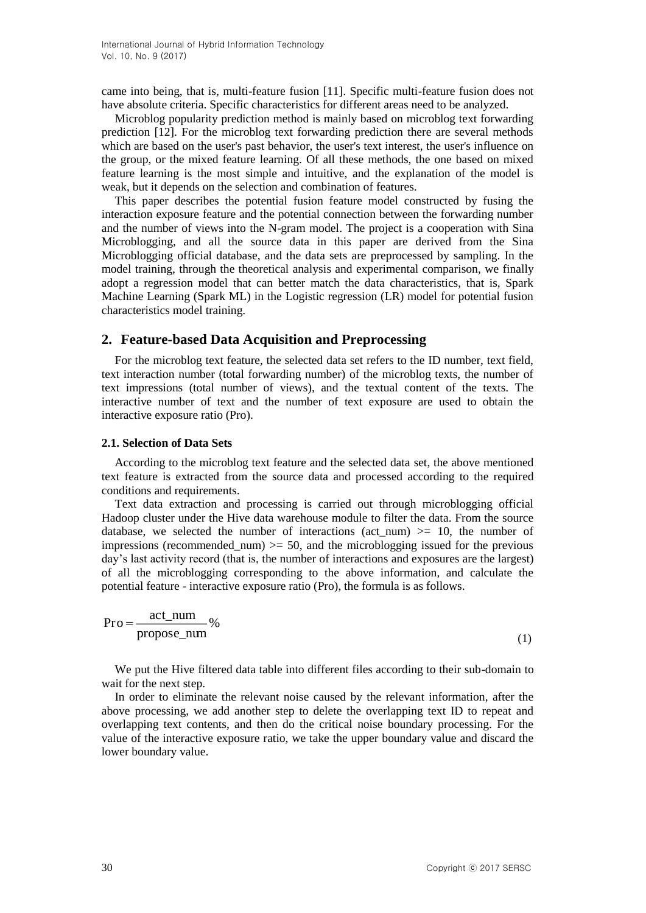came into being, that is, multi-feature fusion [11]. Specific multi-feature fusion does not have absolute criteria. Specific characteristics for different areas need to be analyzed.

Microblog popularity prediction method is mainly based on microblog text forwarding prediction [12]. For the microblog text forwarding prediction there are several methods which are based on the user's past behavior, the user's text interest, the user's influence on the group, or the mixed feature learning. Of all these methods, the one based on mixed feature learning is the most simple and intuitive, and the explanation of the model is weak, but it depends on the selection and combination of features.

This paper describes the potential fusion feature model constructed by fusing the interaction exposure feature and the potential connection between the forwarding number and the number of views into the N-gram model. The project is a cooperation with Sina Microblogging, and all the source data in this paper are derived from the Sina Microblogging official database, and the data sets are preprocessed by sampling. In the model training, through the theoretical analysis and experimental comparison, we finally adopt a regression model that can better match the data characteristics, that is, Spark Machine Learning (Spark ML) in the Logistic regression (LR) model for potential fusion characteristics model training.

## 2. Feature-based Data Acquisition and Preprocessing

For the microblog text feature, the selected data set refers to the ID number, text field, text interaction number (total forwarding number) of the microblog texts, the number of text impressions (total number of views), and the textual content of the texts. The interactive number of text and the number of text exposure are used to obtain the interactive exposure ratio (Pro).

### 2.1. Selection of Data Sets

According to the microblog text feature and the selected data set, the above mentioned text feature is extracted from the source data and processed according to the required conditions and requirements.

Text data extraction and processing is carried out through microblogging official Hadoop cluster under the Hive data warehouse module to filter the data. From the source database, we selected the number of interactions (act_num) >= 10, the number of impressions (recommended_num) >= 50, and the microblogging issued for the previous day's last activity record (that is, the number of interactions and exposures are the largest) of all the microblogging corresponding to the above information, and calculate the potential feature - interactive exposure ratio (Pro), the formula is as follows.

$$\mathrm{Pro} = \frac{\mathrm{act\_num}}{\mathrm{propose\_num}}\% \tag{1}$$

We put the Hive filtered data table into different files according to their sub-domain to wait for the next step.

In order to eliminate the relevant noise caused by the relevant information, after the above processing, we add another step to delete the overlapping text ID to repeat and overlapping text contents, and then do the critical noise boundary processing. For the value of the interactive exposure ratio, we take the upper boundary value and discard the lower boundary value.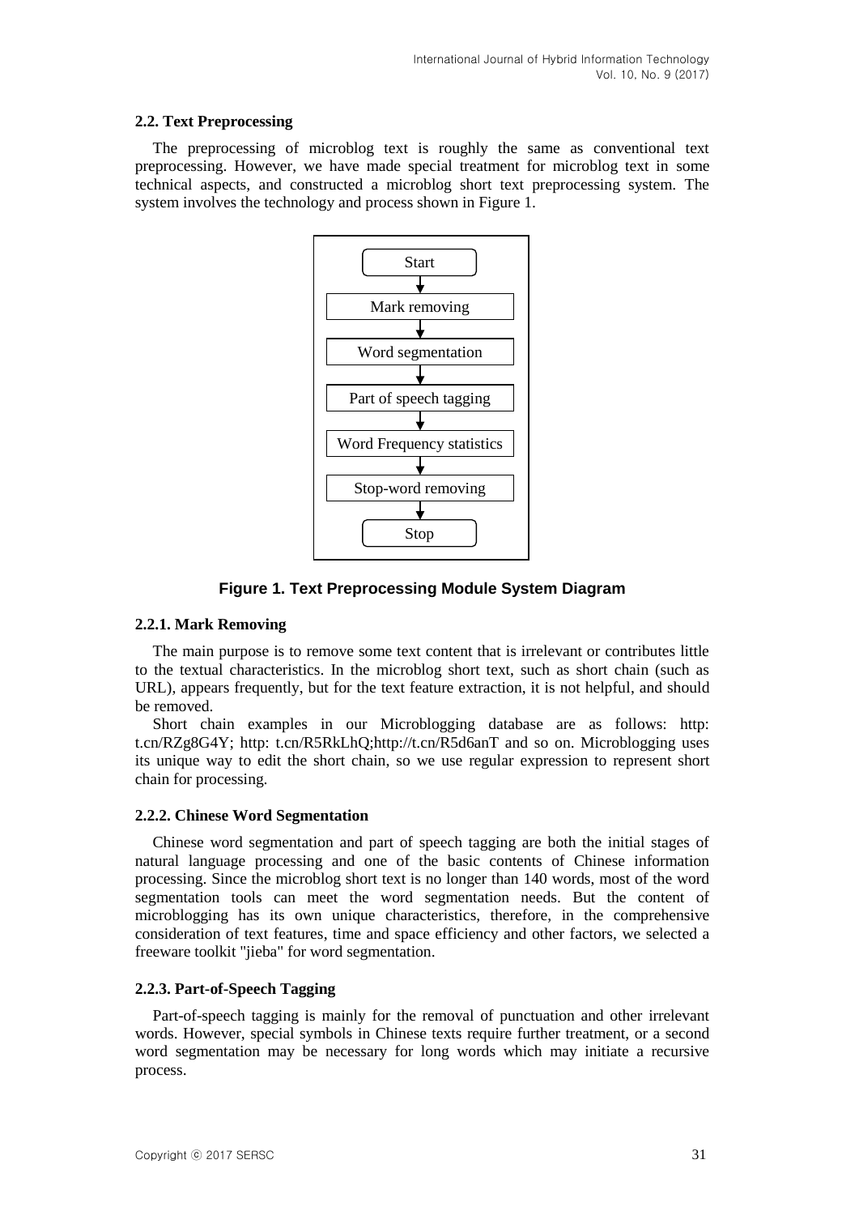### 2.2. Text Preprocessing

The preprocessing of microblog text is roughly the same as conventional text preprocessing. However, we have made special treatment for microblog text in some technical aspects, and constructed a microblog short text preprocessing system. The system involves the technology and process shown in Figure 1.

Start → Mark removing → Word segmentation → Part of speech tagging → Word Frequency statistics → Stop-word removing → Stop

**Figure 1. Text Preprocessing Module System Diagram**

#### 2.2.1. Mark Removing

The main purpose is to remove some text content that is irrelevant or contributes little to the textual characteristics. In the microblog short text, such as short chain (such as URL), appears frequently, but for the text feature extraction, it is not helpful, and should be removed.

Short chain examples in our Microblogging database are as follows: http: t.cn/RZg8G4Y; http: t.cn/R5RkLhQ;http://t.cn/R5d6anT and so on. Microblogging uses its unique way to edit the short chain, so we use regular expression to represent short chain for processing.

#### 2.2.2. Chinese Word Segmentation

Chinese word segmentation and part of speech tagging are both the initial stages of natural language processing and one of the basic contents of Chinese information processing. Since the microblog short text is no longer than 140 words, most of the word segmentation tools can meet the word segmentation needs. But the content of microblogging has its own unique characteristics, therefore, in the comprehensive consideration of text features, time and space efficiency and other factors, we selected a freeware toolkit "jieba" for word segmentation.

#### 2.2.3. Part-of-Speech Tagging

Part-of-speech tagging is mainly for the removal of punctuation and other irrelevant words. However, special symbols in Chinese texts require further treatment, or a second word segmentation may be necessary for long words which may initiate a recursive process.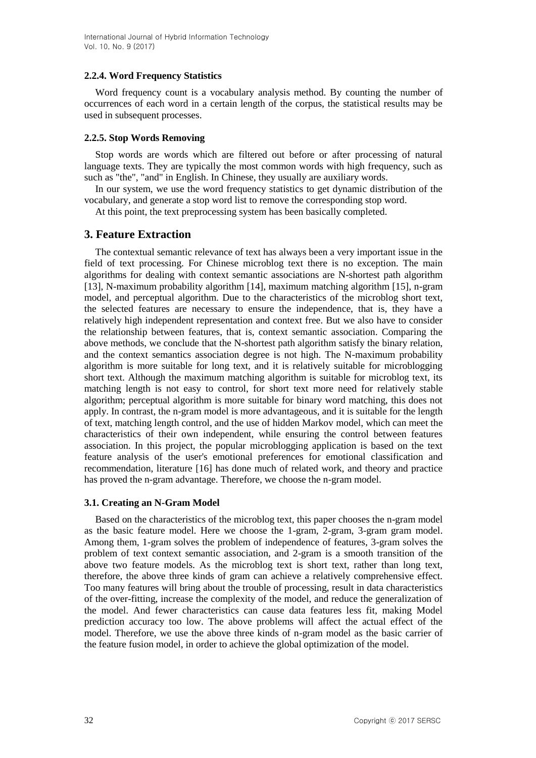#### 2.2.4. Word Frequency Statistics

Word frequency count is a vocabulary analysis method. By counting the number of occurrences of each word in a certain length of the corpus, the statistical results may be used in subsequent processes.

#### 2.2.5. Stop Words Removing

Stop words are words which are filtered out before or after processing of natural language texts. They are typically the most common words with high frequency, such as such as "the", "and" in English. In Chinese, they usually are auxiliary words.

In our system, we use the word frequency statistics to get dynamic distribution of the vocabulary, and generate a stop word list to remove the corresponding stop word.

At this point, the text preprocessing system has been basically completed.

## 3. Feature Extraction

The contextual semantic relevance of text has always been a very important issue in the field of text processing. For Chinese microblog text there is no exception. The main algorithms for dealing with context semantic associations are N-shortest path algorithm [13], N-maximum probability algorithm [14], maximum matching algorithm [15], n-gram model, and perceptual algorithm. Due to the characteristics of the microblog short text, the selected features are necessary to ensure the independence, that is, they have a relatively high independent representation and context free. But we also have to consider the relationship between features, that is, context semantic association. Comparing the above methods, we conclude that the N-shortest path algorithm satisfy the binary relation, and the context semantics association degree is not high. The N-maximum probability algorithm is more suitable for long text, and it is relatively suitable for microblogging short text. Although the maximum matching algorithm is suitable for microblog text, its matching length is not easy to control, for short text more need for relatively stable algorithm; perceptual algorithm is more suitable for binary word matching, this does not apply. In contrast, the n-gram model is more advantageous, and it is suitable for the length of text, matching length control, and the use of hidden Markov model, which can meet the characteristics of their own independent, while ensuring the control between features association. In this project, the popular microblogging application is based on the text feature analysis of the user's emotional preferences for emotional classification and recommendation, literature [16] has done much of related work, and theory and practice has proved the n-gram advantage. Therefore, we choose the n-gram model.

### 3.1. Creating an N-Gram Model

Based on the characteristics of the microblog text, this paper chooses the n-gram model as the basic feature model. Here we choose the 1-gram, 2-gram, 3-gram gram model. Among them, 1-gram solves the problem of independence of features, 3-gram solves the problem of text context semantic association, and 2-gram is a smooth transition of the above two feature models. As the microblog text is short text, rather than long text, therefore, the above three kinds of gram can achieve a relatively comprehensive effect. Too many features will bring about the trouble of processing, result in data characteristics of the over-fitting, increase the complexity of the model, and reduce the generalization of the model. And fewer characteristics can cause data features less fit, making Model prediction accuracy too low. The above problems will affect the actual effect of the model. Therefore, we use the above three kinds of n-gram model as the basic carrier of the feature fusion model, in order to achieve the global optimization of the model.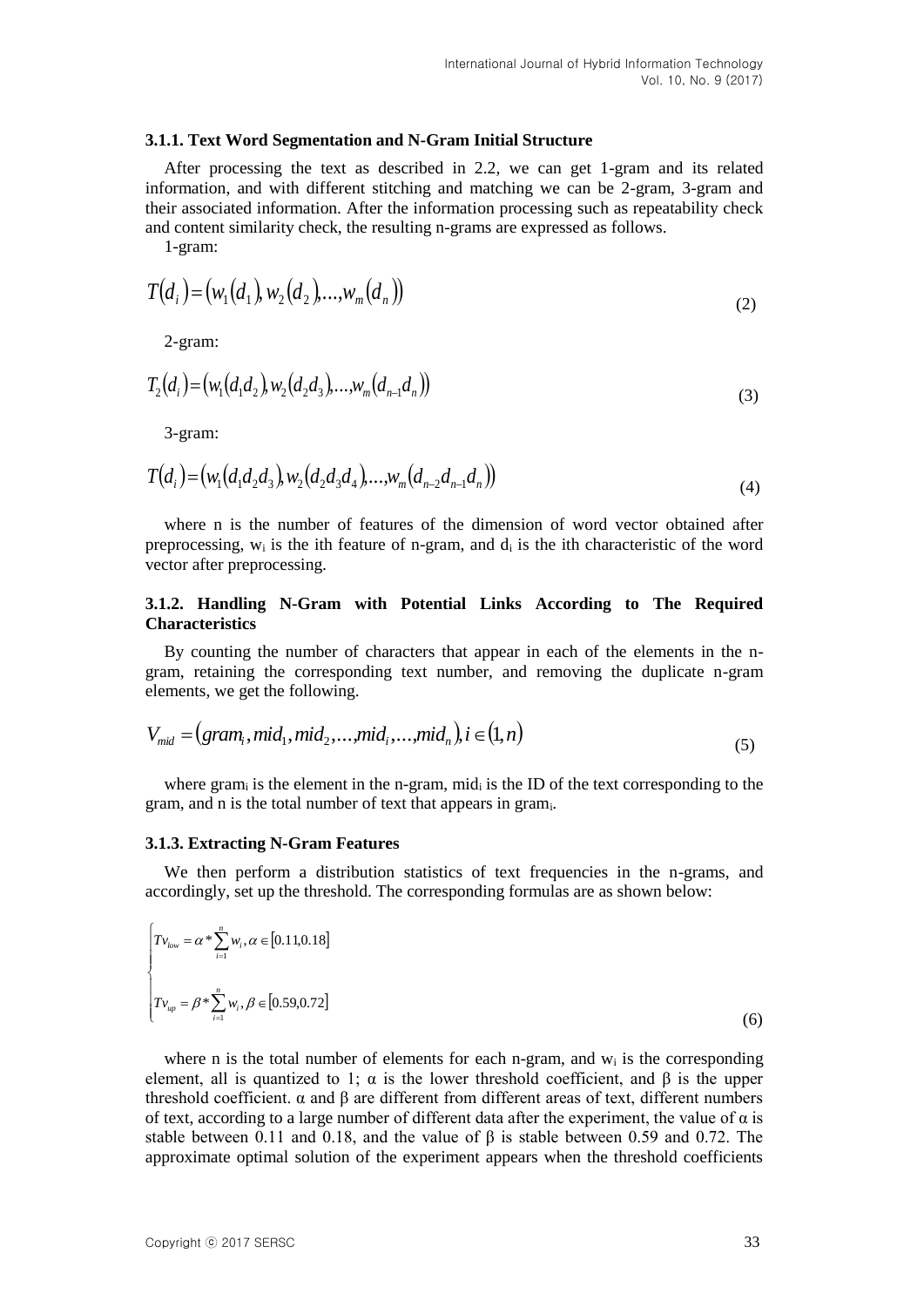### 3.1.1. Text Word Segmentation and N-Gram Initial Structure

After processing the text as described in 2.2, we can get 1-gram and its related information, and with different stitching and matching we can be 2-gram, 3-gram and their associated information. After the information processing such as repeatability check and content similarity check, the resulting n-grams are expressed as follows.

1-gram:

$$T(d_i) = (w_1(d_1), w_2(d_2), ..., w_m(d_n)) \tag{2}$$

2-gram:

$$T_2(d_i) = (w_1(d_1d_2), w_2(d_2d_3), ..., w_m(d_{n-1}d_n)) \tag{3}$$

3-gram:

$$T(d_i) = (w_1(d_1d_2d_3), w_2(d_2d_3d_4), ..., w_m(d_{n-2}d_{n-1}d_n)) \tag{4}$$

where n is the number of features of the dimension of word vector obtained after preprocessing, $w_i$ is the ith feature of n-gram, and $d_i$ is the ith characteristic of the word vector after preprocessing.

### 3.1.2. Handling N-Gram with Potential Links According to The Required Characteristics

By counting the number of characters that appear in each of the elements in the n-gram, retaining the corresponding text number, and removing the duplicate n-gram elements, we get the following.

$$V_{mid} = (gram_i, mid_1, mid_2, ..., mid_i, ..., mid_n), i \in (1, n) \tag{5}$$

where $gram_i$ is the element in the n-gram, $mid_i$ is the ID of the text corresponding to the gram, and n is the total number of text that appears in $gram_i$.

### 3.1.3. Extracting N-Gram Features

We then perform a distribution statistics of text frequencies in the n-grams, and accordingly, set up the threshold. The corresponding formulas are as shown below:

$$\begin{cases} Tv_{low} = \alpha * \sum_{i=1}^{n} w_i, \alpha \in [0.11, 0.18] \\ Tv_{up} = \beta * \sum_{i=1}^{n} w_i, \beta \in [0.59, 0.72] \end{cases} \tag{6}$$

where n is the total number of elements for each n-gram, and $w_i$ is the corresponding element, all is quantized to 1; α is the lower threshold coefficient, and β is the upper threshold coefficient. α and β are different from different areas of text, different numbers of text, according to a large number of different data after the experiment, the value of α is stable between 0.11 and 0.18, and the value of β is stable between 0.59 and 0.72. The approximate optimal solution of the experiment appears when the threshold coefficients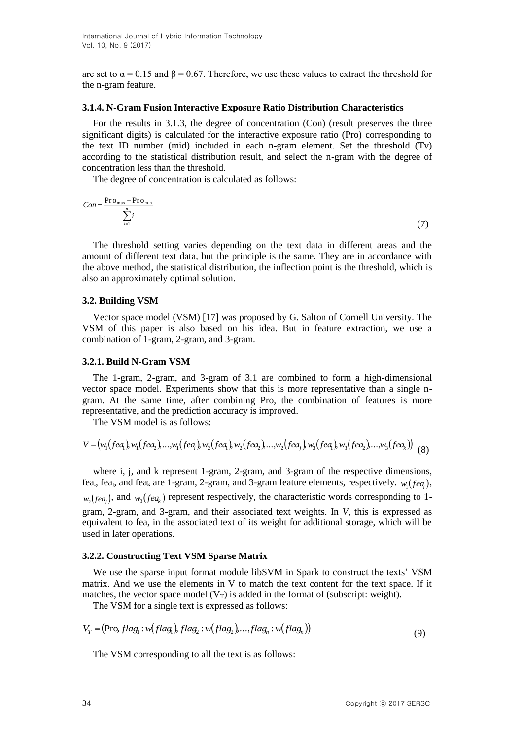are set to $\alpha = 0.15$ and $\beta = 0.67$. Therefore, we use these values to extract the threshold for the n-gram feature.

#### 3.1.4. N-Gram Fusion Interactive Exposure Ratio Distribution Characteristics

For the results in 3.1.3, the degree of concentration (Con) (result preserves the three significant digits) is calculated for the interactive exposure ratio (Pro) corresponding to the text ID number (mid) included in each n-gram element. Set the threshold (Tv) according to the statistical distribution result, and select the n-gram with the degree of concentration less than the threshold.

The degree of concentration is calculated as follows:

$$Con = \frac{\mathrm{Pro}_{\max} - \mathrm{Pro}_{\min}}{\sum_{i=1}^{n} i} \tag{7}$$

The threshold setting varies depending on the text data in different areas and the amount of different text data, but the principle is the same. They are in accordance with the above method, the statistical distribution, the inflection point is the threshold, which is also an approximately optimal solution.

### 3.2. Building VSM

Vector space model (VSM) [17] was proposed by G. Salton of Cornell University. The VSM of this paper is also based on his idea. But in feature extraction, we use a combination of 1-gram, 2-gram, and 3-gram.

#### 3.2.1. Build N-Gram VSM

The 1-gram, 2-gram, and 3-gram of 3.1 are combined to form a high-dimensional vector space model. Experiments show that this is more representative than a single n-gram. At the same time, after combining Pro, the combination of features is more representative, and the prediction accuracy is improved.

The VSM model is as follows:

$$V = \left(w_1(fea_1), w_1(fea_2), \ldots, w_1(fea_i), w_2(fea_1), w_2(fea_2), \ldots, w_2(fea_j), w_3(fea_1), w_3(fea_2), \ldots, w_3(fea_k)\right) \tag{8}$$

where i, j, and k represent 1-gram, 2-gram, and 3-gram of the respective dimensions, $fea_i$, $fea_j$, and $fea_k$ are 1-gram, 2-gram, and 3-gram feature elements, respectively. $w_1(fea_i)$, $w_2(fea_j)$, and $w_3(fea_k)$ represent respectively, the characteristic words corresponding to 1-gram, 2-gram, and 3-gram, and their associated text weights. In *V*, this is expressed as equivalent to fea, in the associated text of its weight for additional storage, which will be used in later operations.

#### 3.2.2. Constructing Text VSM Sparse Matrix

We use the sparse input format module libSVM in Spark to construct the texts' VSM matrix. And we use the elements in V to match the text content for the text space. If it matches, the vector space model ($V_T$) is added in the format of (subscript: weight).

The VSM for a single text is expressed as follows:

$$V_T = \left(\mathrm{Pro}, flag_1 : w(flag_1), flag_2 : w(flag_2), \ldots, flag_n : w(flag_n)\right) \tag{9}$$

The VSM corresponding to all the text is as follows: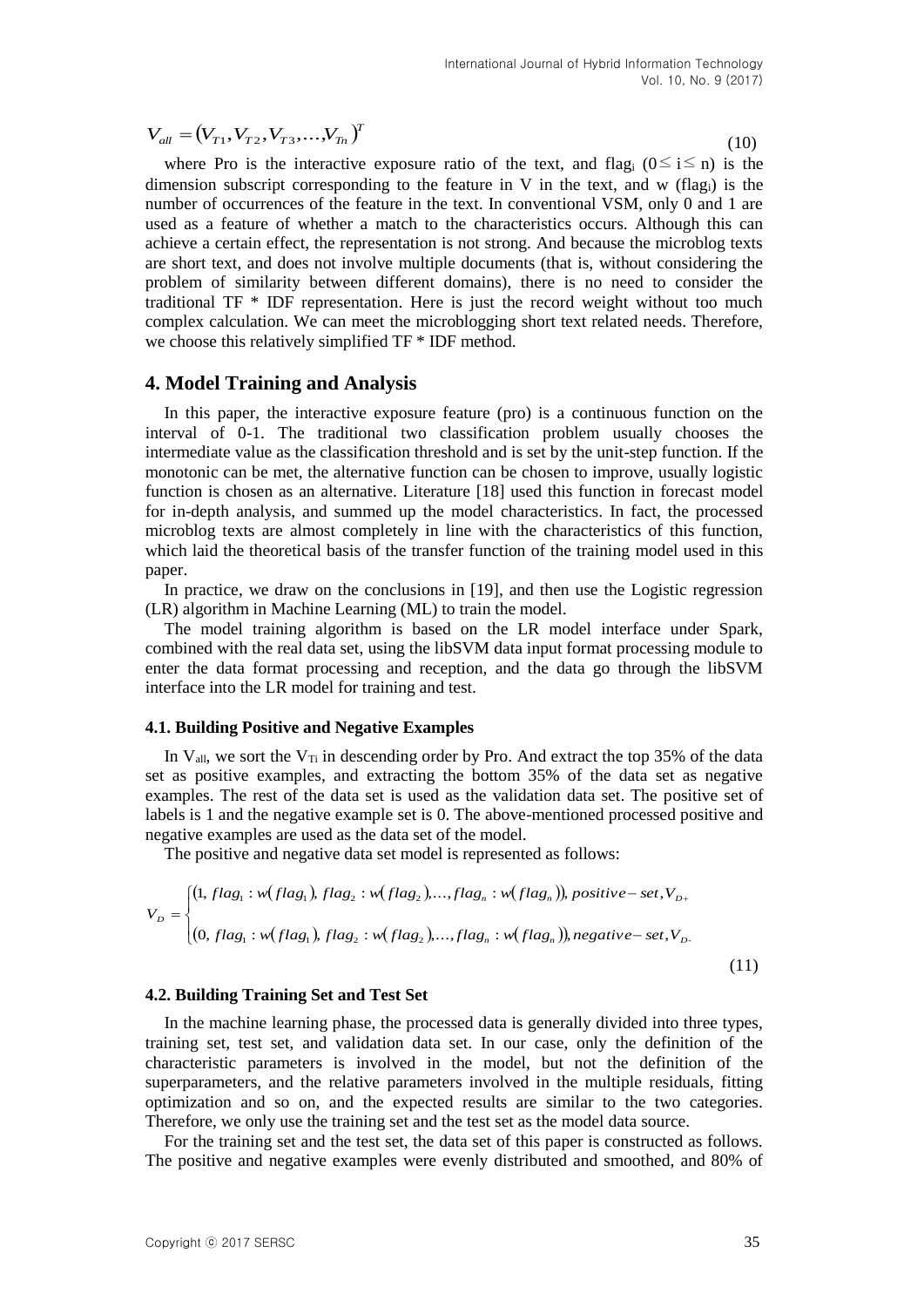$$V_{all} = \left(V_{T1}, V_{T2}, V_{T3}, \ldots, V_{Tn}\right)^T \tag{10}$$

where Pro is the interactive exposure ratio of the text, and $flag_i$ ($0 \leq i \leq n$) is the dimension subscript corresponding to the feature in V in the text, and w ($flag_i$) is the number of occurrences of the feature in the text. In conventional VSM, only 0 and 1 are used as a feature of whether a match to the characteristics occurs. Although this can achieve a certain effect, the representation is not strong. And because the microblog texts are short text, and does not involve multiple documents (that is, without considering the problem of similarity between different domains), there is no need to consider the traditional TF * IDF representation. Here is just the record weight without too much complex calculation. We can meet the microblogging short text related needs. Therefore, we choose this relatively simplified TF * IDF method.

## 4. Model Training and Analysis

In this paper, the interactive exposure feature (pro) is a continuous function on the interval of 0-1. The traditional two classification problem usually chooses the intermediate value as the classification threshold and is set by the unit-step function. If the monotonic can be met, the alternative function can be chosen to improve, usually logistic function is chosen as an alternative. Literature [18] used this function in forecast model for in-depth analysis, and summed up the model characteristics. In fact, the processed microblog texts are almost completely in line with the characteristics of this function, which laid the theoretical basis of the transfer function of the training model used in this paper.

In practice, we draw on the conclusions in [19], and then use the Logistic regression (LR) algorithm in Machine Learning (ML) to train the model.

The model training algorithm is based on the LR model interface under Spark, combined with the real data set, using the libSVM data input format processing module to enter the data format processing and reception, and the data go through the libSVM interface into the LR model for training and test.

### 4.1. Building Positive and Negative Examples

In $V_{all}$, we sort the $V_{Ti}$ in descending order by Pro. And extract the top 35% of the data set as positive examples, and extracting the bottom 35% of the data set as negative examples. The rest of the data set is used as the validation data set. The positive set of labels is 1 and the negative example set is 0. The above-mentioned processed positive and negative examples are used as the data set of the model.

The positive and negative data set model is represented as follows:

$$V_D = \begin{cases} \left(1,\ flag_1 : w\left(flag_1\right),\ flag_2 : w\left(flag_2\right), \ldots, flag_n : w\left(flag_n\right)\right), positive-set, V_{D+} \\ \left(0,\ flag_1 : w\left(flag_1\right),\ flag_2 : w\left(flag_2\right), \ldots, flag_n : w\left(flag_n\right)\right), negative-set, V_{D-} \end{cases} \tag{11}$$

### 4.2. Building Training Set and Test Set

In the machine learning phase, the processed data is generally divided into three types, training set, test set, and validation data set. In our case, only the definition of the characteristic parameters is involved in the model, but not the definition of the superparameters, and the relative parameters involved in the multiple residuals, fitting optimization and so on, and the expected results are similar to the two categories. Therefore, we only use the training set and the test set as the model data source.

For the training set and the test set, the data set of this paper is constructed as follows. The positive and negative examples were evenly distributed and smoothed, and 80% of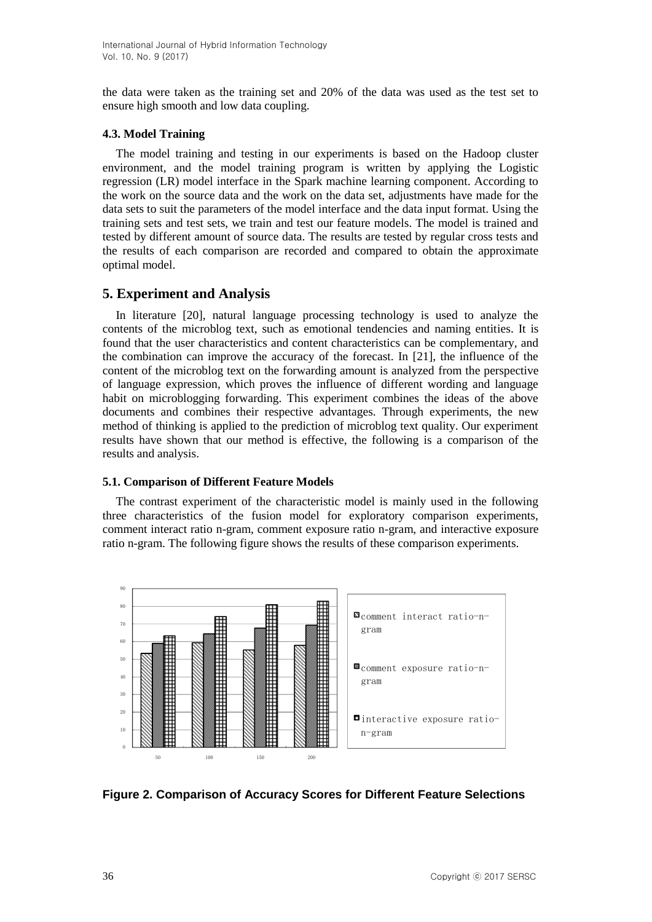the data were taken as the training set and 20% of the data was used as the test set to ensure high smooth and low data coupling.

### 4.3. Model Training

The model training and testing in our experiments is based on the Hadoop cluster environment, and the model training program is written by applying the Logistic regression (LR) model interface in the Spark machine learning component. According to the work on the source data and the work on the data set, adjustments have made for the data sets to suit the parameters of the model interface and the data input format. Using the training sets and test sets, we train and test our feature models. The model is trained and tested by different amount of source data. The results are tested by regular cross tests and the results of each comparison are recorded and compared to obtain the approximate optimal model.

## 5. Experiment and Analysis

In literature [20], natural language processing technology is used to analyze the contents of the microblog text, such as emotional tendencies and naming entities. It is found that the user characteristics and content characteristics can be complementary, and the combination can improve the accuracy of the forecast. In [21], the influence of the content of the microblog text on the forwarding amount is analyzed from the perspective of language expression, which proves the influence of different wording and language habit on microblogging forwarding. This experiment combines the ideas of the above documents and combines their respective advantages. Through experiments, the new method of thinking is applied to the prediction of microblog text quality. Our experiment results have shown that our method is effective, the following is a comparison of the results and analysis.

### 5.1. Comparison of Different Feature Models

The contrast experiment of the characteristic model is mainly used in the following three characteristics of the fusion model for exploratory comparison experiments, comment interact ratio n-gram, comment exposure ratio n-gram, and interactive exposure ratio n-gram. The following figure shows the results of these comparison experiments.

**Figure 2. Comparison of Accuracy Scores for Different Feature Selections**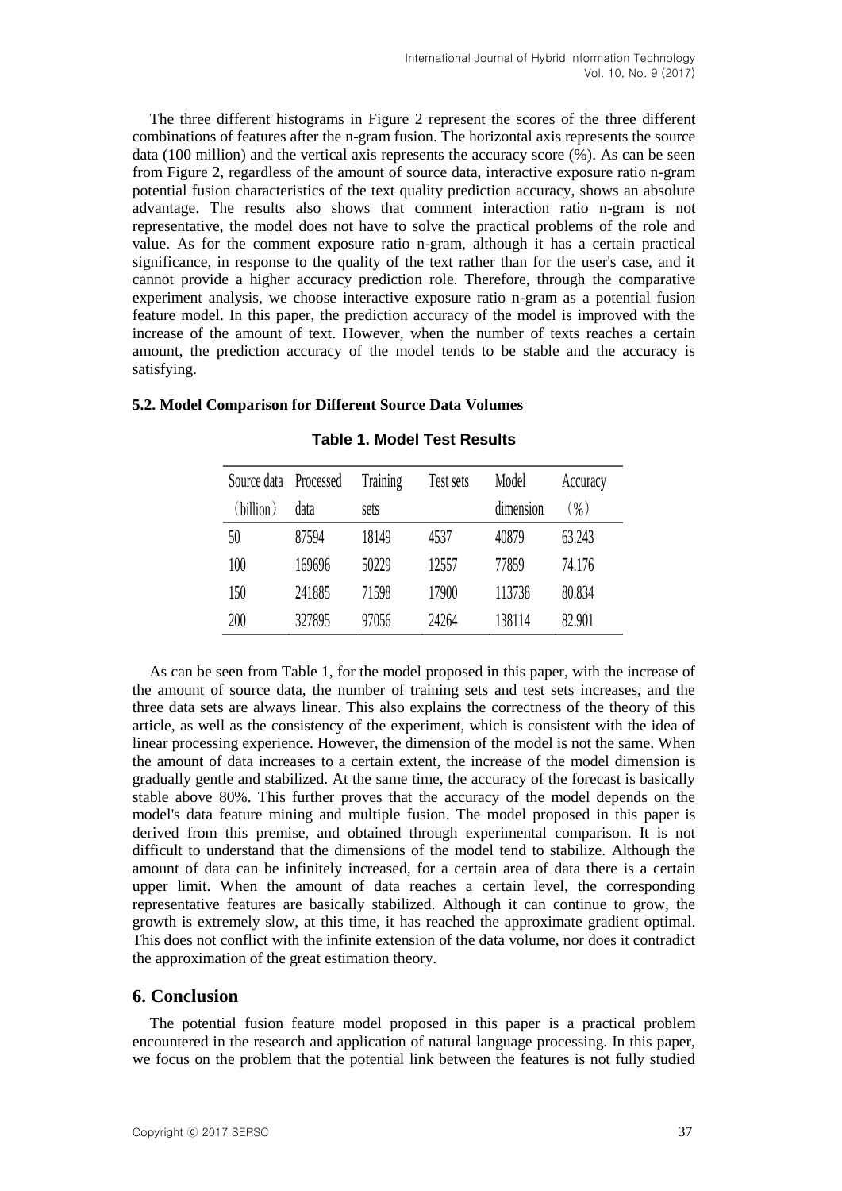The three different histograms in Figure 2 represent the scores of the three different combinations of features after the n-gram fusion. The horizontal axis represents the source data (100 million) and the vertical axis represents the accuracy score (%). As can be seen from Figure 2, regardless of the amount of source data, interactive exposure ratio n-gram potential fusion characteristics of the text quality prediction accuracy, shows an absolute advantage. The results also shows that comment interaction ratio n-gram is not representative, the model does not have to solve the practical problems of the role and value. As for the comment exposure ratio n-gram, although it has a certain practical significance, in response to the quality of the text rather than for the user's case, and it cannot provide a higher accuracy prediction role. Therefore, through the comparative experiment analysis, we choose interactive exposure ratio n-gram as a potential fusion feature model. In this paper, the prediction accuracy of the model is improved with the increase of the amount of text. However, when the number of texts reaches a certain amount, the prediction accuracy of the model tends to be stable and the accuracy is satisfying.

### 5.2. Model Comparison for Different Source Data Volumes

**Table 1. Model Test Results**

| Source data (billion) | Processed data | Training sets | Test sets | Model dimension | Accuracy (%) |
|---|---|---|---|---|---|
| 50 | 87594 | 18149 | 4537 | 40879 | 63.243 |
| 100 | 169696 | 50229 | 12557 | 77859 | 74.176 |
| 150 | 241885 | 71598 | 17900 | 113738 | 80.834 |
| 200 | 327895 | 97056 | 24264 | 138114 | 82.901 |

As can be seen from Table 1, for the model proposed in this paper, with the increase of the amount of source data, the number of training sets and test sets increases, and the three data sets are always linear. This also explains the correctness of the theory of this article, as well as the consistency of the experiment, which is consistent with the idea of linear processing experience. However, the dimension of the model is not the same. When the amount of data increases to a certain extent, the increase of the model dimension is gradually gentle and stabilized. At the same time, the accuracy of the forecast is basically stable above 80%. This further proves that the accuracy of the model depends on the model's data feature mining and multiple fusion. The model proposed in this paper is derived from this premise, and obtained through experimental comparison. It is not difficult to understand that the dimensions of the model tend to stabilize. Although the amount of data can be infinitely increased, for a certain area of data there is a certain upper limit. When the amount of data reaches a certain level, the corresponding representative features are basically stabilized. Although it can continue to grow, the growth is extremely slow, at this time, it has reached the approximate gradient optimal. This does not conflict with the infinite extension of the data volume, nor does it contradict the approximation of the great estimation theory.

## 6. Conclusion

The potential fusion feature model proposed in this paper is a practical problem encountered in the research and application of natural language processing. In this paper, we focus on the problem that the potential link between the features is not fully studied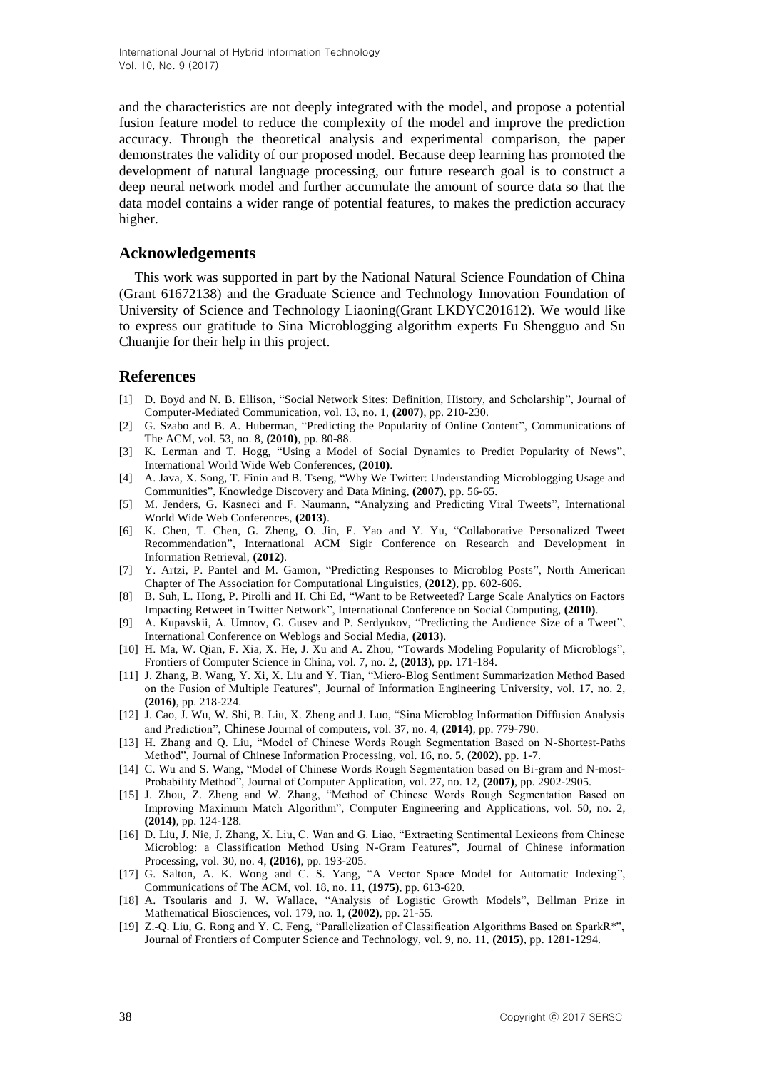and the characteristics are not deeply integrated with the model, and propose a potential fusion feature model to reduce the complexity of the model and improve the prediction accuracy. Through the theoretical analysis and experimental comparison, the paper demonstrates the validity of our proposed model. Because deep learning has promoted the development of natural language processing, our future research goal is to construct a deep neural network model and further accumulate the amount of source data so that the data model contains a wider range of potential features, to makes the prediction accuracy higher.

## Acknowledgements

This work was supported in part by the National Natural Science Foundation of China (Grant 61672138) and the Graduate Science and Technology Innovation Foundation of University of Science and Technology Liaoning(Grant LKDYC201612). We would like to express our gratitude to Sina Microblogging algorithm experts Fu Shengguo and Su Chuanjie for their help in this project.

## References

[1] D. Boyd and N. B. Ellison, "Social Network Sites: Definition, History, and Scholarship", Journal of Computer-Mediated Communication, vol. 13, no. 1, **(2007)**, pp. 210-230.

[2] G. Szabo and B. A. Huberman, "Predicting the Popularity of Online Content", Communications of The ACM, vol. 53, no. 8, **(2010)**, pp. 80-88.

[3] K. Lerman and T. Hogg, "Using a Model of Social Dynamics to Predict Popularity of News", International World Wide Web Conferences, **(2010)**.

[4] A. Java, X. Song, T. Finin and B. Tseng, "Why We Twitter: Understanding Microblogging Usage and Communities", Knowledge Discovery and Data Mining, **(2007)**, pp. 56-65.

[5] M. Jenders, G. Kasneci and F. Naumann, "Analyzing and Predicting Viral Tweets", International World Wide Web Conferences, **(2013)**.

[6] K. Chen, T. Chen, G. Zheng, O. Jin, E. Yao and Y. Yu, "Collaborative Personalized Tweet Recommendation", International ACM Sigir Conference on Research and Development in Information Retrieval, **(2012)**.

[7] Y. Artzi, P. Pantel and M. Gamon, "Predicting Responses to Microblog Posts", North American Chapter of The Association for Computational Linguistics, **(2012)**, pp. 602-606.

[8] B. Suh, L. Hong, P. Pirolli and H. Chi Ed, "Want to be Retweeted? Large Scale Analytics on Factors Impacting Retweet in Twitter Network", International Conference on Social Computing, **(2010)**.

[9] A. Kupavskii, A. Umnov, G. Gusev and P. Serdyukov, "Predicting the Audience Size of a Tweet", International Conference on Weblogs and Social Media, **(2013)**.

[10] H. Ma, W. Qian, F. Xia, X. He, J. Xu and A. Zhou, "Towards Modeling Popularity of Microblogs", Frontiers of Computer Science in China, vol. 7, no. 2, **(2013)**, pp. 171-184.

[11] J. Zhang, B. Wang, Y. Xi, X. Liu and Y. Tian, "Micro-Blog Sentiment Summarization Method Based on the Fusion of Multiple Features", Journal of Information Engineering University, vol. 17, no. 2, **(2016)**, pp. 218-224.

[12] J. Cao, J. Wu, W. Shi, B. Liu, X. Zheng and J. Luo, "Sina Microblog Information Diffusion Analysis and Prediction", Chinese Journal of computers, vol. 37, no. 4, **(2014)**, pp. 779-790.

[13] H. Zhang and Q. Liu, "Model of Chinese Words Rough Segmentation Based on N-Shortest-Paths Method", Journal of Chinese Information Processing, vol. 16, no. 5, **(2002)**, pp. 1-7.

[14] C. Wu and S. Wang, "Model of Chinese Words Rough Segmentation based on Bi-gram and N-most-Probability Method", Journal of Computer Application, vol. 27, no. 12, **(2007)**, pp. 2902-2905.

[15] J. Zhou, Z. Zheng and W. Zhang, "Method of Chinese Words Rough Segmentation Based on Improving Maximum Match Algorithm", Computer Engineering and Applications, vol. 50, no. 2, **(2014)**, pp. 124-128.

[16] D. Liu, J. Nie, J. Zhang, X. Liu, C. Wan and G. Liao, "Extracting Sentimental Lexicons from Chinese Microblog: a Classification Method Using N-Gram Features", Journal of Chinese information Processing, vol. 30, no. 4, **(2016)**, pp. 193-205.

[17] G. Salton, A. K. Wong and C. S. Yang, "A Vector Space Model for Automatic Indexing", Communications of The ACM, vol. 18, no. 11, **(1975)**, pp. 613-620.

[18] A. Tsoularis and J. W. Wallace, "Analysis of Logistic Growth Models", Bellman Prize in Mathematical Biosciences, vol. 179, no. 1, **(2002)**, pp. 21-55.

[19] Z.-Q. Liu, G. Rong and Y. C. Feng, "Parallelization of Classification Algorithms Based on SparkR*", Journal of Frontiers of Computer Science and Technology, vol. 9, no. 11, **(2015)**, pp. 1281-1294.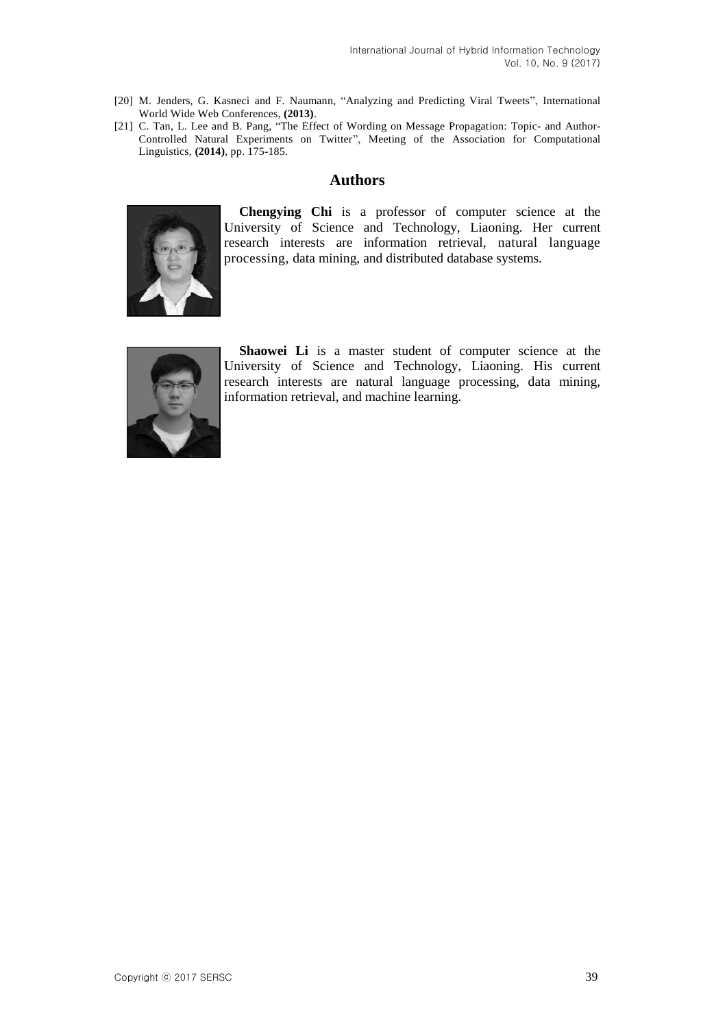[20] M. Jenders, G. Kasneci and F. Naumann, "Analyzing and Predicting Viral Tweets", International World Wide Web Conferences, **(2013)**.

[21] C. Tan, L. Lee and B. Pang, "The Effect of Wording on Message Propagation: Topic- and Author-Controlled Natural Experiments on Twitter", Meeting of the Association for Computational Linguistics, **(2014)**, pp. 175-185.

## Authors

**Chengying Chi** is a professor of computer science at the University of Science and Technology, Liaoning. Her current research interests are information retrieval, natural language processing, data mining, and distributed database systems.

**Shaowei Li** is a master student of computer science at the University of Science and Technology, Liaoning. His current research interests are natural language processing, data mining, information retrieval, and machine learning.